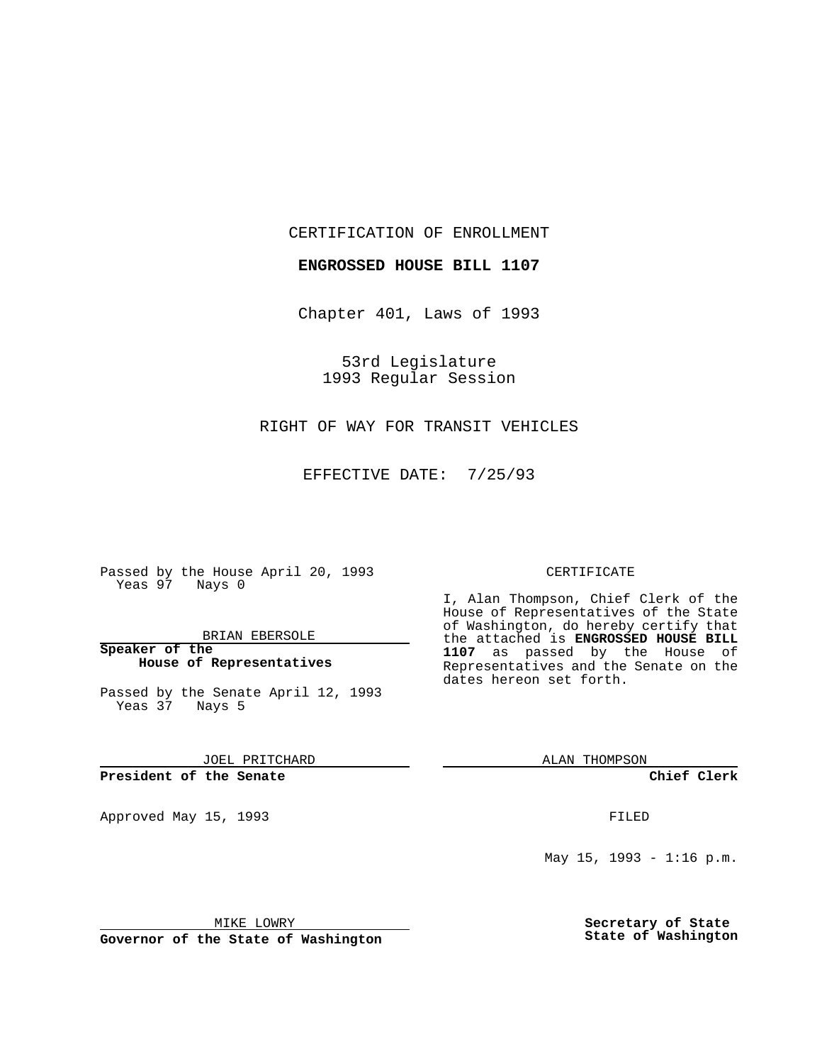CERTIFICATION OF ENROLLMENT

**ENGROSSED HOUSE BILL 1107**

Chapter 401, Laws of 1993

53rd Legislature
1993 Regular Session

RIGHT OF WAY FOR TRANSIT VEHICLES

EFFECTIVE DATE: 7/25/93

Passed by the House April 20, 1993
Yeas 97 Nays 0

BRIAN EBERSOLE

**Speaker of the House of Representatives**

Passed by the Senate April 12, 1993
Yeas 37 Nays 5

JOEL PRITCHARD

**President of the Senate**

Approved May 15, 1993

MIKE LOWRY

**Governor of the State of Washington**

CERTIFICATE

I, Alan Thompson, Chief Clerk of the House of Representatives of the State of Washington, do hereby certify that the attached is **ENGROSSED HOUSE BILL 1107** as passed by the House of Representatives and the Senate on the dates hereon set forth.

ALAN THOMPSON

**Chief Clerk**

FILED

May 15, 1993 - 1:16 p.m.

**Secretary of State**
**State of Washington**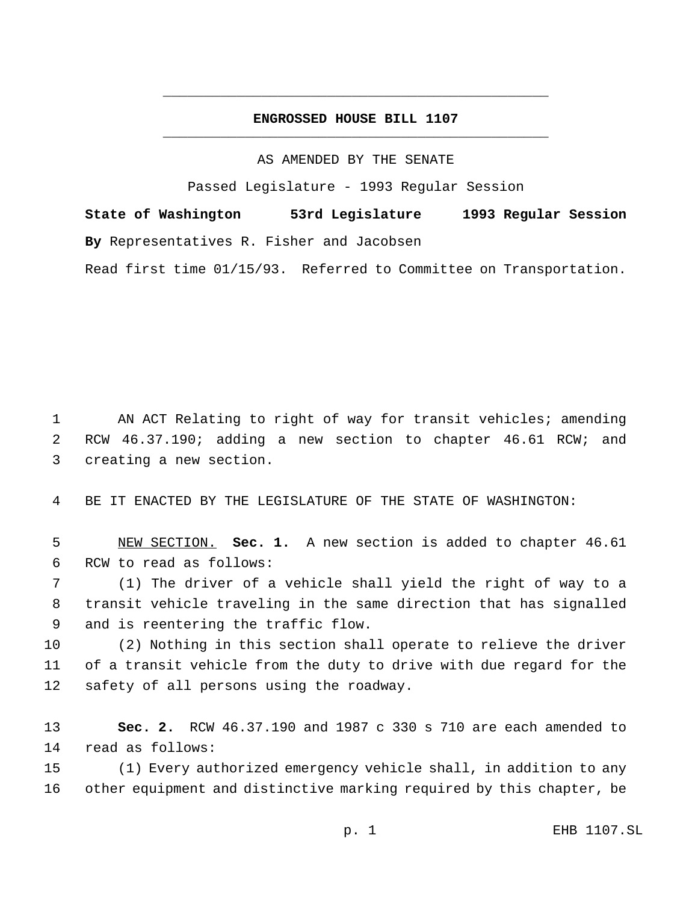# ENGROSSED HOUSE BILL 1107

AS AMENDED BY THE SENATE

Passed Legislature - 1993 Regular Session

**State of Washington 53rd Legislature 1993 Regular Session**

**By** Representatives R. Fisher and Jacobsen

Read first time 01/15/93. Referred to Committee on Transportation.

AN ACT Relating to right of way for transit vehicles; amending RCW 46.37.190; adding a new section to chapter 46.61 RCW; and creating a new section.

BE IT ENACTED BY THE LEGISLATURE OF THE STATE OF WASHINGTON:

NEW SECTION. **Sec. 1.** A new section is added to chapter 46.61 RCW to read as follows:

(1) The driver of a vehicle shall yield the right of way to a transit vehicle traveling in the same direction that has signalled and is reentering the traffic flow.

(2) Nothing in this section shall operate to relieve the driver of a transit vehicle from the duty to drive with due regard for the safety of all persons using the roadway.

**Sec. 2.** RCW 46.37.190 and 1987 c 330 s 710 are each amended to read as follows:

(1) Every authorized emergency vehicle shall, in addition to any other equipment and distinctive marking required by this chapter, be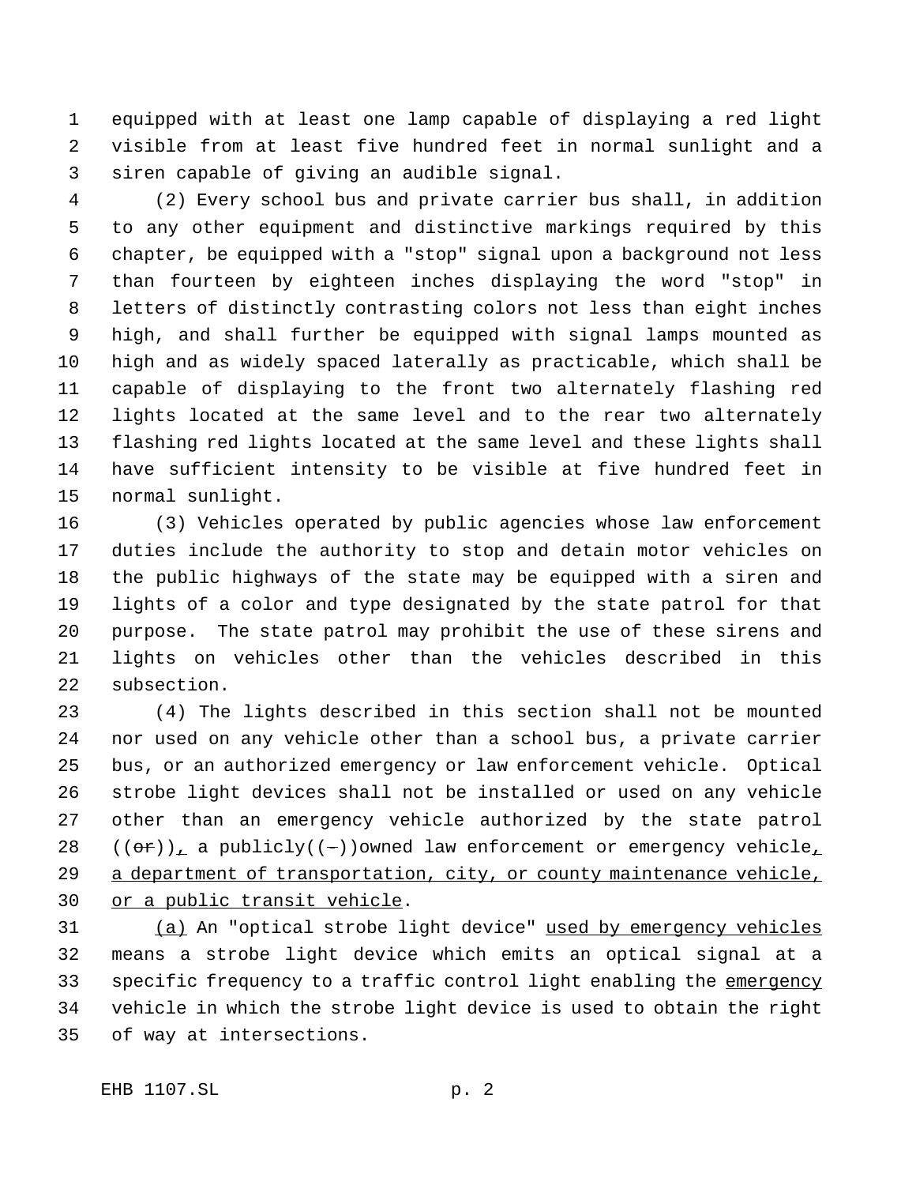equipped with at least one lamp capable of displaying a red light visible from at least five hundred feet in normal sunlight and a siren capable of giving an audible signal.

(2) Every school bus and private carrier bus shall, in addition to any other equipment and distinctive markings required by this chapter, be equipped with a "stop" signal upon a background not less than fourteen by eighteen inches displaying the word "stop" in letters of distinctly contrasting colors not less than eight inches high, and shall further be equipped with signal lamps mounted as high and as widely spaced laterally as practicable, which shall be capable of displaying to the front two alternately flashing red lights located at the same level and to the rear two alternately flashing red lights located at the same level and these lights shall have sufficient intensity to be visible at five hundred feet in normal sunlight.

(3) Vehicles operated by public agencies whose law enforcement duties include the authority to stop and detain motor vehicles on the public highways of the state may be equipped with a siren and lights of a color and type designated by the state patrol for that purpose. The state patrol may prohibit the use of these sirens and lights on vehicles other than the vehicles described in this subsection.

(4) The lights described in this section shall not be mounted nor used on any vehicle other than a school bus, a private carrier bus, or an authorized emergency or law enforcement vehicle. Optical strobe light devices shall not be installed or used on any vehicle other than an emergency vehicle authorized by the state patrol ((~~or~~)), a publicly((-))owned law enforcement or emergency vehicle, a department of transportation, city, or county maintenance vehicle, or a public transit vehicle.

(a) An "optical strobe light device" used by emergency vehicles means a strobe light device which emits an optical signal at a specific frequency to a traffic control light enabling the emergency vehicle in which the strobe light device is used to obtain the right of way at intersections.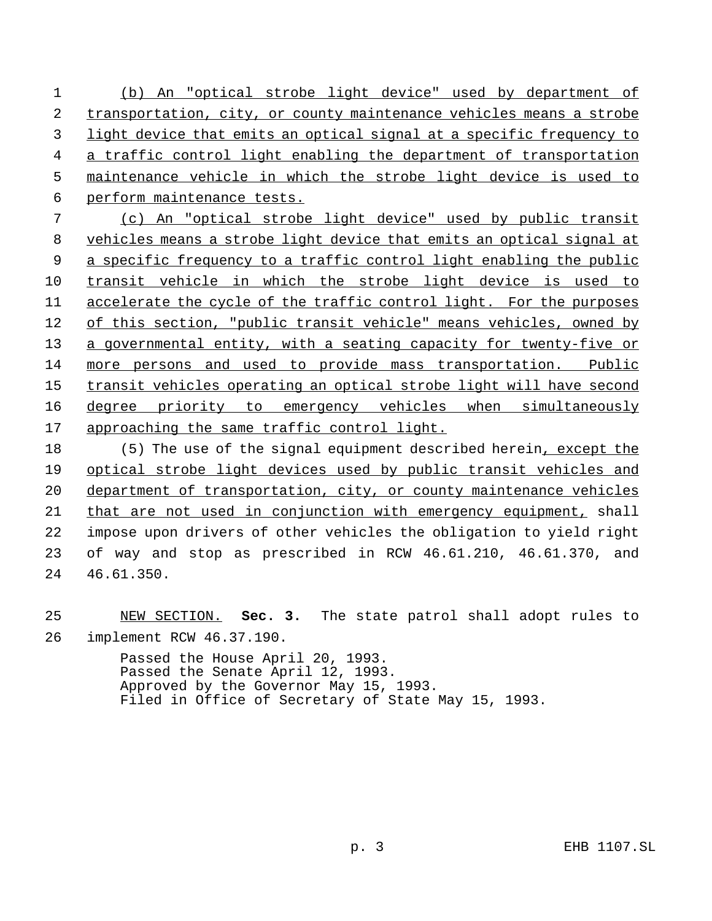(b) An "optical strobe light device" used by department of transportation, city, or county maintenance vehicles means a strobe light device that emits an optical signal at a specific frequency to a traffic control light enabling the department of transportation maintenance vehicle in which the strobe light device is used to perform maintenance tests.

(c) An "optical strobe light device" used by public transit vehicles means a strobe light device that emits an optical signal at a specific frequency to a traffic control light enabling the public transit vehicle in which the strobe light device is used to accelerate the cycle of the traffic control light. For the purposes of this section, "public transit vehicle" means vehicles, owned by a governmental entity, with a seating capacity for twenty-five or more persons and used to provide mass transportation. Public transit vehicles operating an optical strobe light will have second degree priority to emergency vehicles when simultaneously approaching the same traffic control light.

(5) The use of the signal equipment described herein, except the optical strobe light devices used by public transit vehicles and department of transportation, city, or county maintenance vehicles that are not used in conjunction with emergency equipment, shall impose upon drivers of other vehicles the obligation to yield right of way and stop as prescribed in RCW 46.61.210, 46.61.370, and 46.61.350.

NEW SECTION. **Sec. 3.** The state patrol shall adopt rules to implement RCW 46.37.190.

Passed the House April 20, 1993.
Passed the Senate April 12, 1993.
Approved by the Governor May 15, 1993.
Filed in Office of Secretary of State May 15, 1993.